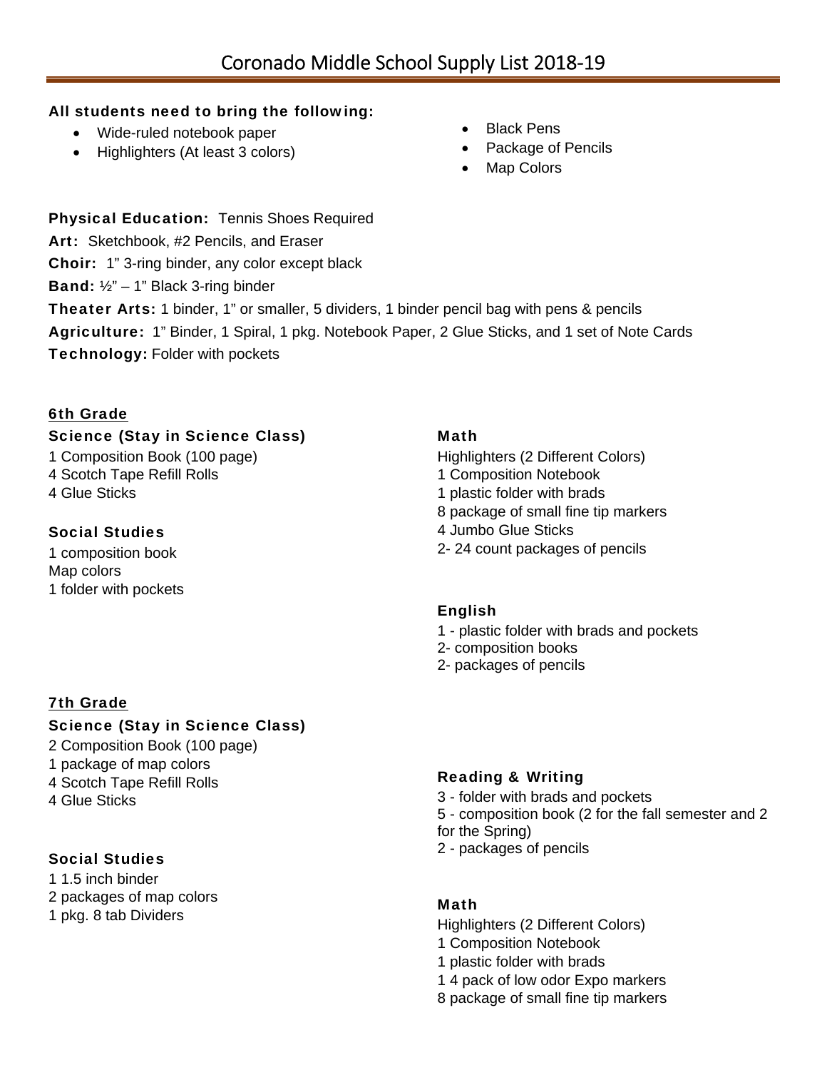# Coronado Middle School Supply List 2018-19

**All students need to bring the following:**

- Wide-ruled notebook paper
- Highlighters (At least 3 colors)
- Black Pens
- Package of Pencils
- Map Colors

**Physical Education:** Tennis Shoes Required

**Art:** Sketchbook, #2 Pencils, and Eraser

**Choir:** 1" 3-ring binder, any color except black

**Band:** ½" – 1" Black 3-ring binder

**Theater Arts:** 1 binder, 1" or smaller, 5 dividers, 1 binder pencil bag with pens & pencils

**Agriculture:** 1" Binder, 1 Spiral, 1 pkg. Notebook Paper, 2 Glue Sticks, and 1 set of Note Cards

**Technology:** Folder with pockets

## 6th Grade

### Science (Stay in Science Class)

1 Composition Book (100 page)
4 Scotch Tape Refill Rolls
4 Glue Sticks

### Social Studies

1 composition book
Map colors
1 folder with pockets

### Math

Highlighters (2 Different Colors)
1 Composition Notebook
1 plastic folder with brads
8 package of small fine tip markers
4 Jumbo Glue Sticks
2- 24 count packages of pencils

### English

1 - plastic folder with brads and pockets
2- composition books
2- packages of pencils

## 7th Grade

### Science (Stay in Science Class)

2 Composition Book (100 page)
1 package of map colors
4 Scotch Tape Refill Rolls
4 Glue Sticks

### Social Studies

1 1.5 inch binder
2 packages of map colors
1 pkg. 8 tab Dividers

### Reading & Writing

3 - folder with brads and pockets
5 - composition book (2 for the fall semester and 2 for the Spring)
2 - packages of pencils

### Math

Highlighters (2 Different Colors)
1 Composition Notebook
1 plastic folder with brads
1 4 pack of low odor Expo markers
8 package of small fine tip markers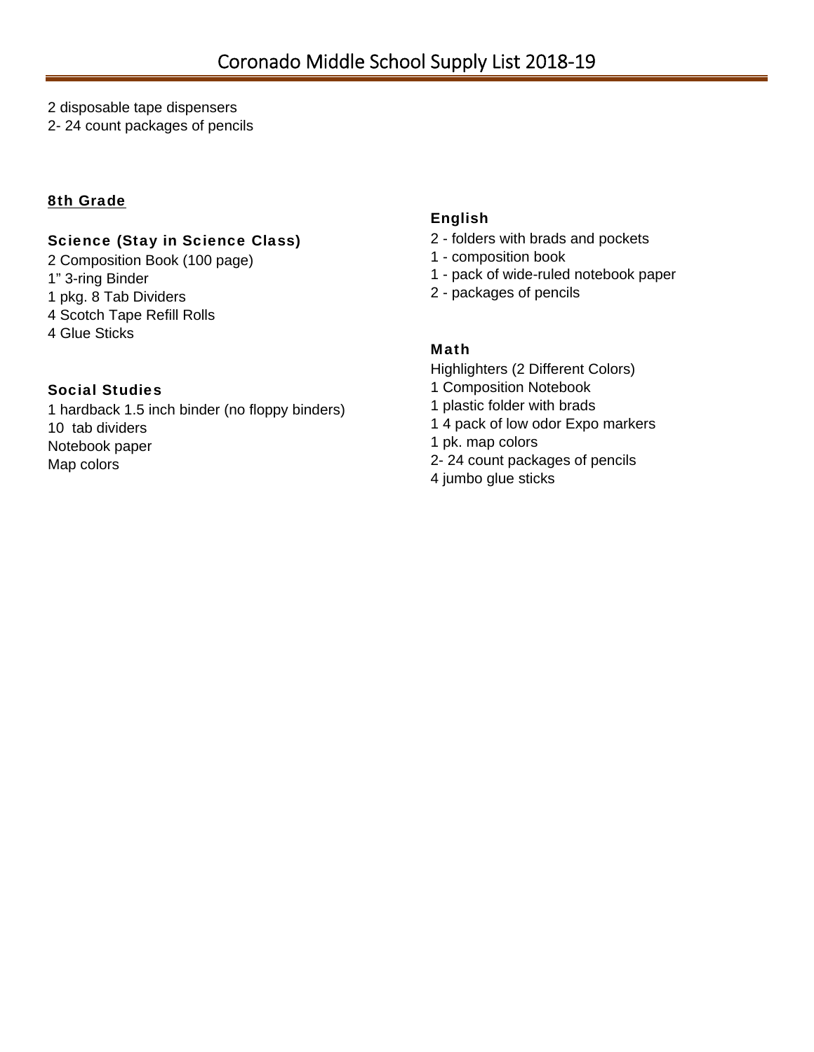# Coronado Middle School Supply List 2018-19

2 disposable tape dispensers
2- 24 count packages of pencils

## 8th Grade

### Science (Stay in Science Class)

2 Composition Book (100 page)
1" 3-ring Binder
1 pkg. 8 Tab Dividers
4 Scotch Tape Refill Rolls
4 Glue Sticks

### Social Studies

1 hardback 1.5 inch binder (no floppy binders)
10 tab dividers
Notebook paper
Map colors

### English

2 - folders with brads and pockets
1 - composition book
1 - pack of wide-ruled notebook paper
2 - packages of pencils

### Math

Highlighters (2 Different Colors)
1 Composition Notebook
1 plastic folder with brads
1 4 pack of low odor Expo markers
1 pk. map colors
2- 24 count packages of pencils
4 jumbo glue sticks